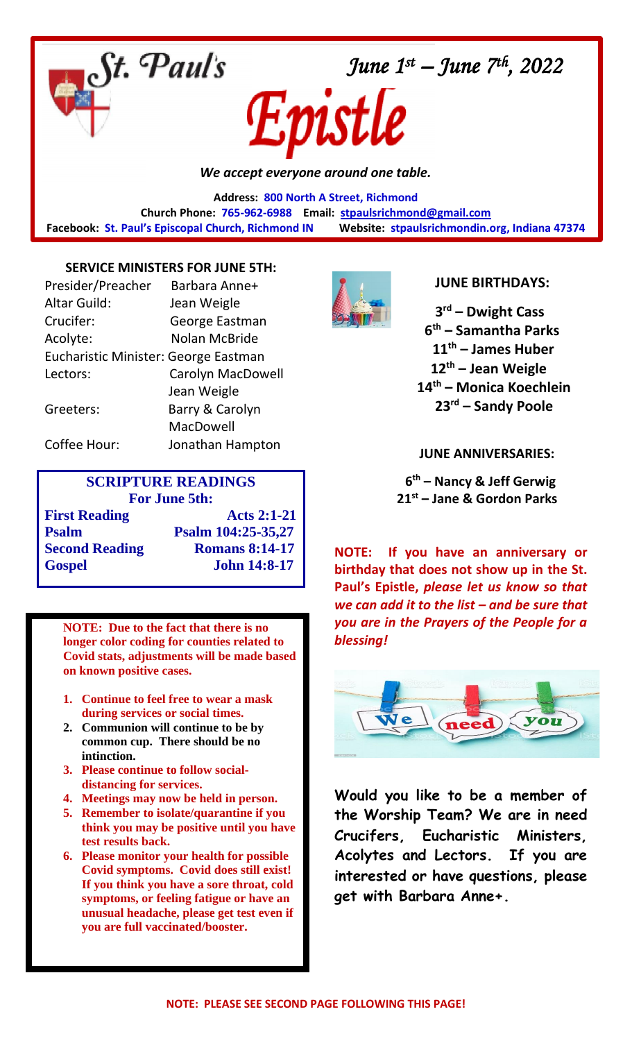# St. Paul's Epistle

*June 1st – June 7th, 2022*

*We accept everyone around one table.*

**Address:** 800 North A Street, Richmond
**Church Phone:** 765-962-6988 **Email:** stpaulsrichmond@gmail.com
**Facebook:** St. Paul's Episcopal Church, Richmond IN **Website:** stpaulsrichmondin.org, Indiana 47374

### SERVICE MINISTERS FOR JUNE 5TH:

| | |
|---|---|
| Presider/Preacher | Barbara Anne+ |
| Altar Guild: | Jean Weigle |
| Crucifer: | George Eastman |
| Acolyte: | Nolan McBride |
| Eucharistic Minister: | George Eastman |
| Lectors: | Carolyn MacDowell<br>Jean Weigle |
| Greeters: | Barry & Carolyn MacDowell |
| Coffee Hour: | Jonathan Hampton |

### SCRIPTURE READINGS For June 5th:

| | |
|---|---|
| **First Reading** | **Acts 2:1-21** |
| **Psalm** | **Psalm 104:25-35,27** |
| **Second Reading** | **Romans 8:14-17** |
| **Gospel** | **John 14:8-17** |

**NOTE: Due to the fact that there is no longer color coding for counties related to Covid stats, adjustments will be made based on known positive cases.**

1. **Continue to feel free to wear a mask during services or social times.**
2. **Communion will continue to be by common cup. There should be no intinction.**
3. **Please continue to follow social-distancing for services.**
4. **Meetings may now be held in person.**
5. **Remember to isolate/quarantine if you think you may be positive until you have test results back.**
6. **Please monitor your health for possible Covid symptoms. Covid does still exist! If you think you have a sore throat, cold symptoms, or feeling fatigue or have an unusual headache, please get test even if you are full vaccinated/booster.**

### JUNE BIRTHDAYS:

**3rd – Dwight Cass**
**6th – Samantha Parks**
**11th – James Huber**
**12th – Jean Weigle**
**14th – Monica Koechlein**
**23rd – Sandy Poole**

### JUNE ANNIVERSARIES:

**6th – Nancy & Jeff Gerwig**
**21st – Jane & Gordon Parks**

**NOTE: If you have an anniversary or birthday that does not show up in the St. Paul's Epistle, *please let us know so that we can add it to the list – and be sure that you are in the Prayers of the People for a blessing!***

**Would you like to be a member of the Worship Team? We are in need Crucifers, Eucharistic Ministers, Acolytes and Lectors. If you are interested or have questions, please get with Barbara Anne+.**

**NOTE: PLEASE SEE SECOND PAGE FOLLOWING THIS PAGE!**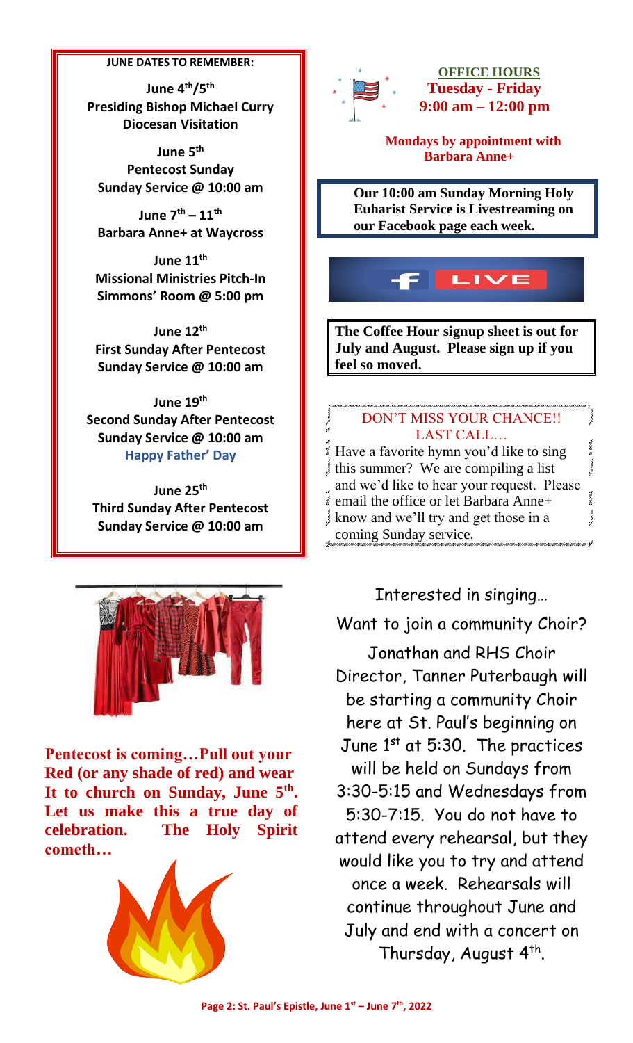**JUNE DATES TO REMEMBER:**

**June 4th/5th**
**Presiding Bishop Michael Curry**
**Diocesan Visitation**

**June 5th**
**Pentecost Sunday**
**Sunday Service @ 10:00 am**

**June 7th – 11th**
**Barbara Anne+ at Waycross**

**June 11th**
**Missional Ministries Pitch-In**
**Simmons' Room @ 5:00 pm**

**June 12th**
**First Sunday After Pentecost**
**Sunday Service @ 10:00 am**

**June 19th**
**Second Sunday After Pentecost**
**Sunday Service @ 10:00 am**
**Happy Father' Day**

**June 25th**
**Third Sunday After Pentecost**
**Sunday Service @ 10:00 am**

**Pentecost is coming…Pull out your Red (or any shade of red) and wear It to church on Sunday, June 5th. Let us make this a true day of celebration. The Holy Spirit cometh…**

**OFFICE HOURS**
**Tuesday - Friday**
**9:00 am – 12:00 pm**

**Mondays by appointment with Barbara Anne+**

**Our 10:00 am Sunday Morning Holy Euharist Service is Livestreaming on our Facebook page each week.**

**The Coffee Hour signup sheet is out for July and August. Please sign up if you feel so moved.**

DON'T MISS YOUR CHANCE!!
LAST CALL…

Have a favorite hymn you'd like to sing this summer? We are compiling a list and we'd like to hear your request. Please email the office or let Barbara Anne+ know and we'll try and get those in a coming Sunday service.

Interested in singing…

Want to join a community Choir?

Jonathan and RHS Choir Director, Tanner Puterbaugh will be starting a community Choir here at St. Paul's beginning on June 1st at 5:30. The practices will be held on Sundays from 3:30-5:15 and Wednesdays from 5:30-7:15. You do not have to attend every rehearsal, but they would like you to try and attend once a week. Rehearsals will continue throughout June and July and end with a concert on Thursday, August 4th.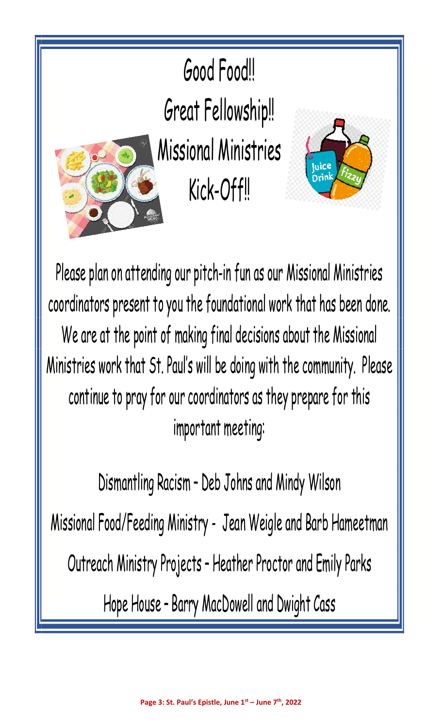# Good Food!!

# Great Fellowship!!

# Missional Ministries Kick-Off!!

Please plan on attending our pitch-in fun as our Missional Ministries coordinators present to you the foundational work that has been done. We are at the point of making final decisions about the Missional Ministries work that St. Paul's will be doing with the community. Please continue to pray for our coordinators as they prepare for this important meeting:

Dismantling Racism – Deb Johns and Mindy Wilson

Missional Food/Feeding Ministry - Jean Weigle and Barb Hameetman

Outreach Ministry Projects – Heather Proctor and Emily Parks

Hope House – Barry MacDowell and Dwight Cass